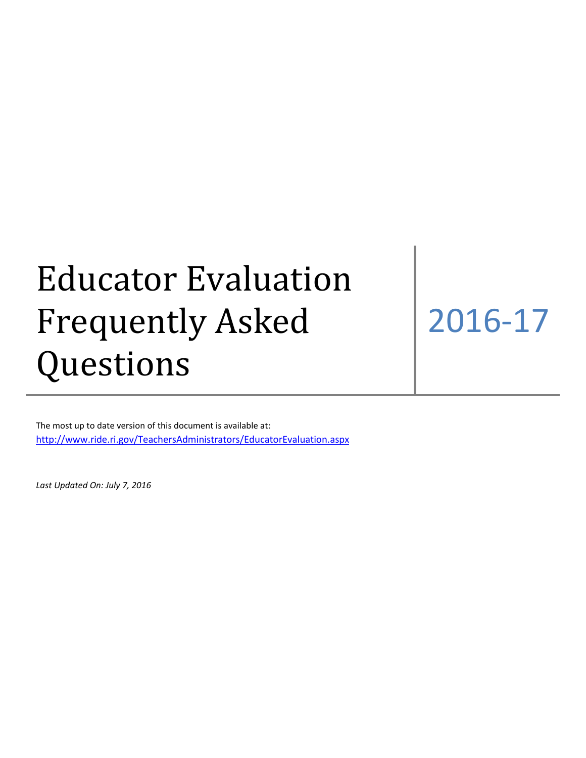# Educator Evaluation Frequently Asked Questions

## 2016-17

The most up to date version of this document is available at:
http://www.ride.ri.gov/TeachersAdministrators/EducatorEvaluation.aspx

*Last Updated On: July 7, 2016*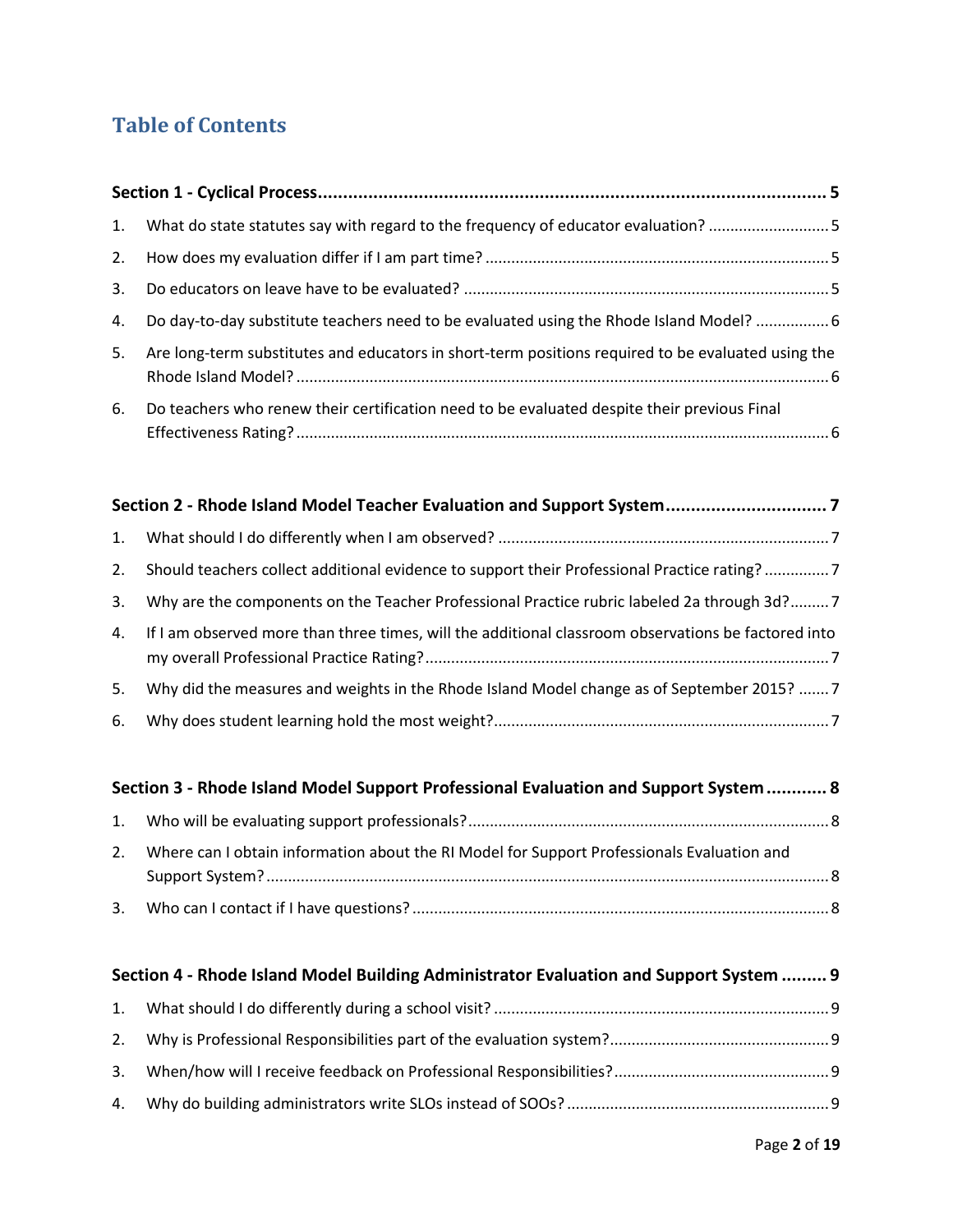# Table of Contents

**Section 1 - Cyclical Process ........................................................................................................ 5**

1. What do state statutes say with regard to the frequency of educator evaluation? ............................ 5
2. How does my evaluation differ if I am part time? ............................................................................... 5
3. Do educators on leave have to be evaluated? .................................................................................... 5
4. Do day-to-day substitute teachers need to be evaluated using the Rhode Island Model? ................. 6
5. Are long-term substitutes and educators in short-term positions required to be evaluated using the Rhode Island Model? ........................................................................................................................... 6
6. Do teachers who renew their certification need to be evaluated despite their previous Final Effectiveness Rating? ............................................................................................................................ 6

**Section 2 - Rhode Island Model Teacher Evaluation and Support System ................................ 7**

1. What should I do differently when I am observed? ............................................................................ 7
2. Should teachers collect additional evidence to support their Professional Practice rating? ............... 7
3. Why are the components on the Teacher Professional Practice rubric labeled 2a through 3d? ......... 7
4. If I am observed more than three times, will the additional classroom observations be factored into my overall Professional Practice Rating? ............................................................................................. 7
5. Why did the measures and weights in the Rhode Island Model change as of September 2015? ....... 7
6. Why does student learning hold the most weight? ............................................................................. 7

**Section 3 - Rhode Island Model Support Professional Evaluation and Support System ............ 8**

1. Who will be evaluating support professionals? ................................................................................... 8
2. Where can I obtain information about the RI Model for Support Professionals Evaluation and Support System? ................................................................................................................................. 8
3. Who can I contact if I have questions? ................................................................................................ 8

**Section 4 - Rhode Island Model Building Administrator Evaluation and Support System ......... 9**

1. What should I do differently during a school visit? ............................................................................. 9
2. Why is Professional Responsibilities part of the evaluation system? .................................................. 9
3. When/how will I receive feedback on Professional Responsibilities? ................................................. 9
4. Why do building administrators write SLOs instead of SOOs? ............................................................ 9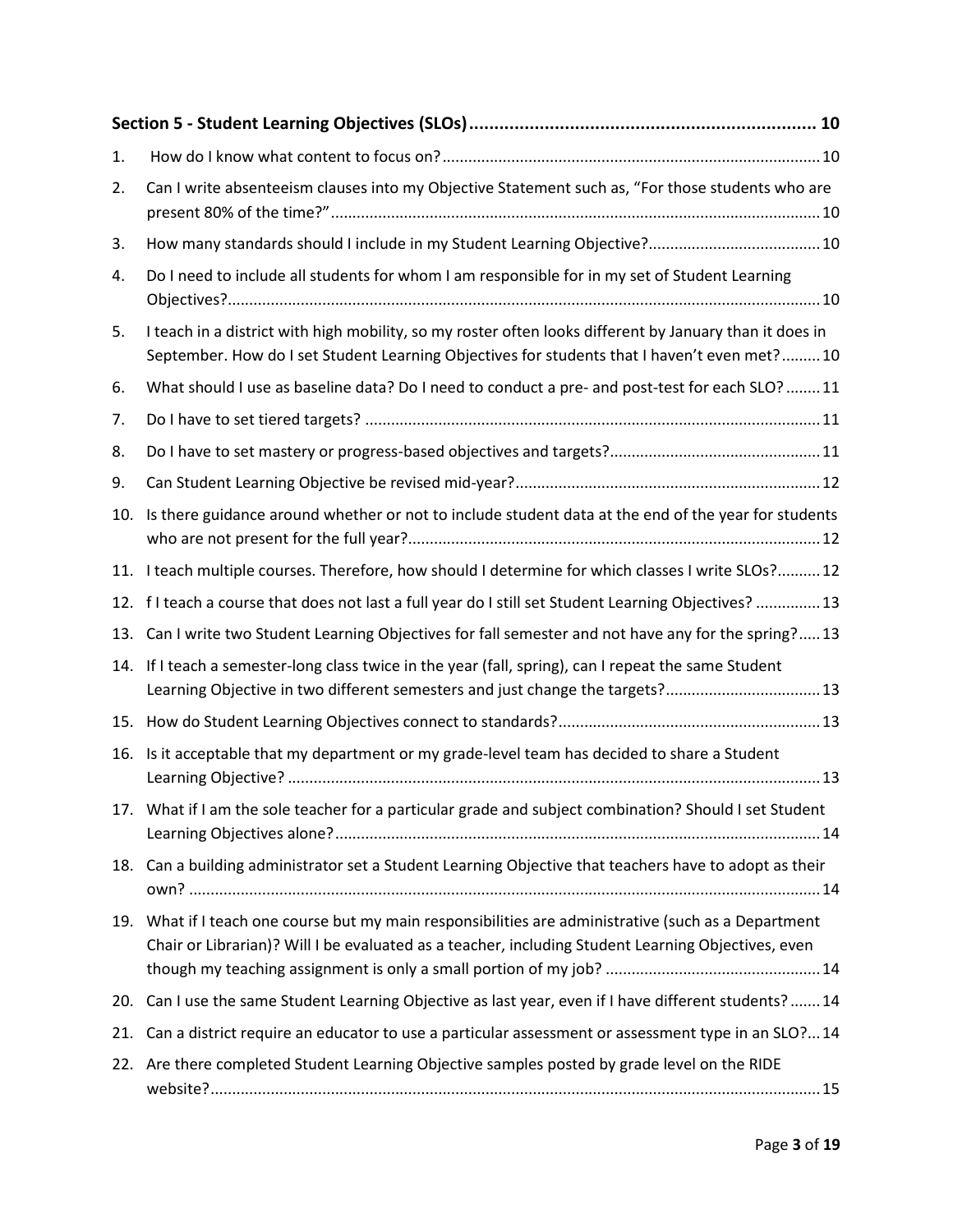**Section 5 - Student Learning Objectives (SLOs)** ..................................................................... 10

1. How do I know what content to focus on? ....................................................................................... 10
2. Can I write absenteeism clauses into my Objective Statement such as, “For those students who are present 80% of the time?” ................................................................................................................. 10
3. How many standards should I include in my Student Learning Objective? ........................................ 10
4. Do I need to include all students for whom I am responsible for in my set of Student Learning Objectives? ........................................................................................................................................ 10
5. I teach in a district with high mobility, so my roster often looks different by January than it does in September. How do I set Student Learning Objectives for students that I haven’t even met? ......... 10
6. What should I use as baseline data? Do I need to conduct a pre- and post-test for each SLO? ........ 11
7. Do I have to set tiered targets? ......................................................................................................... 11
8. Do I have to set mastery or progress-based objectives and targets? ................................................. 11
9. Can Student Learning Objective be revised mid-year? ...................................................................... 12
10. Is there guidance around whether or not to include student data at the end of the year for students who are not present for the full year? ............................................................................................... 12
11. I teach multiple courses. Therefore, how should I determine for which classes I write SLOs? .......... 12
12. f I teach a course that does not last a full year do I still set Student Learning Objectives? ............... 13
13. Can I write two Student Learning Objectives for fall semester and not have any for the spring? ..... 13
14. If I teach a semester-long class twice in the year (fall, spring), can I repeat the same Student Learning Objective in two different semesters and just change the targets? .................................... 13
15. How do Student Learning Objectives connect to standards? ............................................................ 13
16. Is it acceptable that my department or my grade-level team has decided to share a Student Learning Objective? ........................................................................................................................... 13
17. What if I am the sole teacher for a particular grade and subject combination? Should I set Student Learning Objectives alone? ................................................................................................................ 14
18. Can a building administrator set a Student Learning Objective that teachers have to adopt as their own? ................................................................................................................................................. 14
19. What if I teach one course but my main responsibilities are administrative (such as a Department Chair or Librarian)? Will I be evaluated as a teacher, including Student Learning Objectives, even though my teaching assignment is only a small portion of my job? .................................................. 14
20. Can I use the same Student Learning Objective as last year, even if I have different students? ....... 14
21. Can a district require an educator to use a particular assessment or assessment type in an SLO? ... 14
22. Are there completed Student Learning Objective samples posted by grade level on the RIDE website? ............................................................................................................................................ 15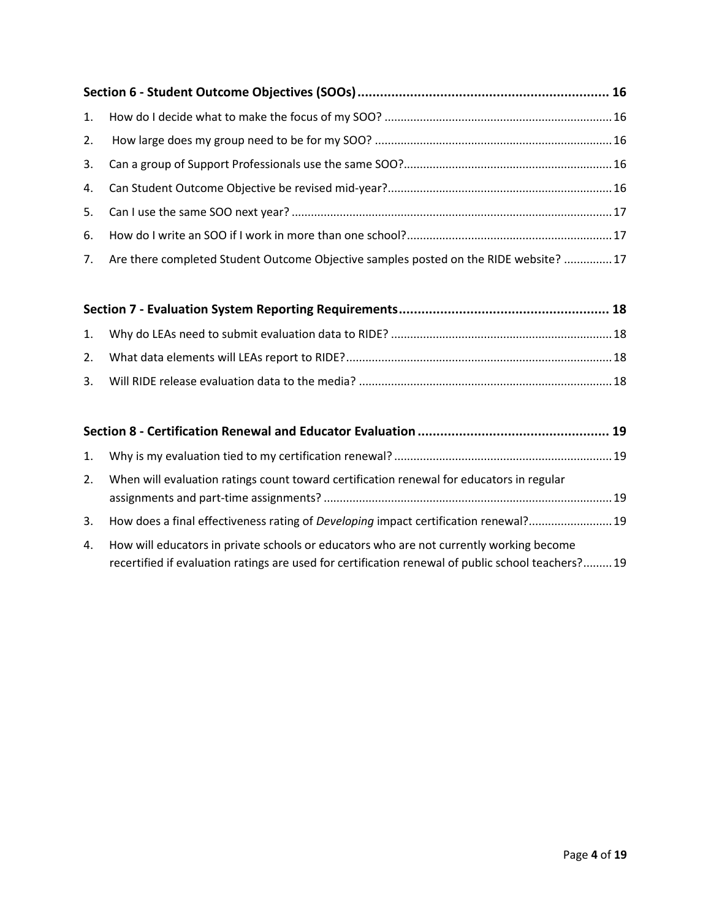**Section 6 - Student Outcome Objectives (SOOs) .................................................................... 16**

1. How do I decide what to make the focus of my SOO? ....................................................................... 16
2. How large does my group need to be for my SOO? .......................................................................... 16
3. Can a group of Support Professionals use the same SOO? ................................................................ 16
4. Can Student Outcome Objective be revised mid-year? ..................................................................... 16
5. Can I use the same SOO next year? .................................................................................................... 17
6. How do I write an SOO if I work in more than one school? ................................................................ 17
7. Are there completed Student Outcome Objective samples posted on the RIDE website? ............... 17

**Section 7 - Evaluation System Reporting Requirements ........................................................ 18**

1. Why do LEAs need to submit evaluation data to RIDE? ..................................................................... 18
2. What data elements will LEAs report to RIDE? ................................................................................... 18
3. Will RIDE release evaluation data to the media? ............................................................................... 18

**Section 8 - Certification Renewal and Educator Evaluation ................................................... 19**

1. Why is my evaluation tied to my certification renewal? .................................................................... 19
2. When will evaluation ratings count toward certification renewal for educators in regular assignments and part-time assignments? ......................................................................................... 19
3. How does a final effectiveness rating of *Developing* impact certification renewal? .......................... 19
4. How will educators in private schools or educators who are not currently working become recertified if evaluation ratings are used for certification renewal of public school teachers? ......... 19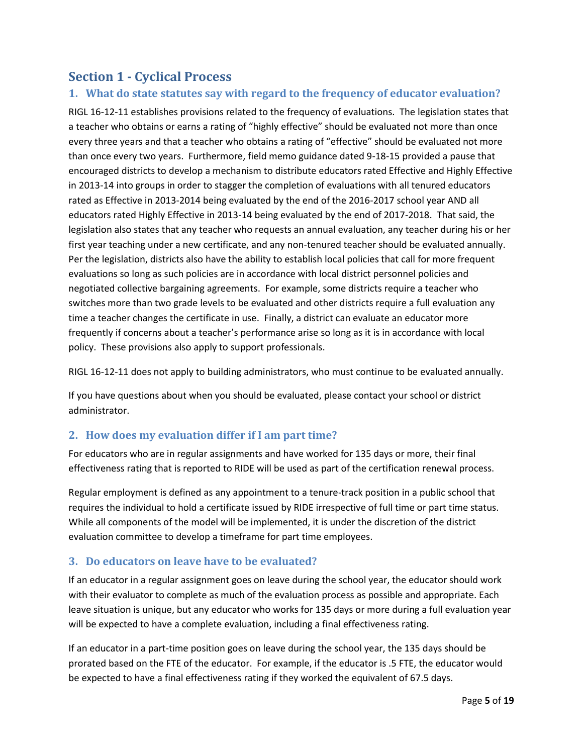## Section 1 - Cyclical Process

### 1. What do state statutes say with regard to the frequency of educator evaluation?

RIGL 16-12-11 establishes provisions related to the frequency of evaluations. The legislation states that a teacher who obtains or earns a rating of "highly effective" should be evaluated not more than once every three years and that a teacher who obtains a rating of "effective" should be evaluated not more than once every two years. Furthermore, field memo guidance dated 9-18-15 provided a pause that encouraged districts to develop a mechanism to distribute educators rated Effective and Highly Effective in 2013-14 into groups in order to stagger the completion of evaluations with all tenured educators rated as Effective in 2013-2014 being evaluated by the end of the 2016-2017 school year AND all educators rated Highly Effective in 2013-14 being evaluated by the end of 2017-2018. That said, the legislation also states that any teacher who requests an annual evaluation, any teacher during his or her first year teaching under a new certificate, and any non-tenured teacher should be evaluated annually. Per the legislation, districts also have the ability to establish local policies that call for more frequent evaluations so long as such policies are in accordance with local district personnel policies and negotiated collective bargaining agreements. For example, some districts require a teacher who switches more than two grade levels to be evaluated and other districts require a full evaluation any time a teacher changes the certificate in use. Finally, a district can evaluate an educator more frequently if concerns about a teacher's performance arise so long as it is in accordance with local policy. These provisions also apply to support professionals.

RIGL 16-12-11 does not apply to building administrators, who must continue to be evaluated annually.

If you have questions about when you should be evaluated, please contact your school or district administrator.

### 2. How does my evaluation differ if I am part time?

For educators who are in regular assignments and have worked for 135 days or more, their final effectiveness rating that is reported to RIDE will be used as part of the certification renewal process.

Regular employment is defined as any appointment to a tenure-track position in a public school that requires the individual to hold a certificate issued by RIDE irrespective of full time or part time status. While all components of the model will be implemented, it is under the discretion of the district evaluation committee to develop a timeframe for part time employees.

### 3. Do educators on leave have to be evaluated?

If an educator in a regular assignment goes on leave during the school year, the educator should work with their evaluator to complete as much of the evaluation process as possible and appropriate. Each leave situation is unique, but any educator who works for 135 days or more during a full evaluation year will be expected to have a complete evaluation, including a final effectiveness rating.

If an educator in a part-time position goes on leave during the school year, the 135 days should be prorated based on the FTE of the educator. For example, if the educator is .5 FTE, the educator would be expected to have a final effectiveness rating if they worked the equivalent of 67.5 days.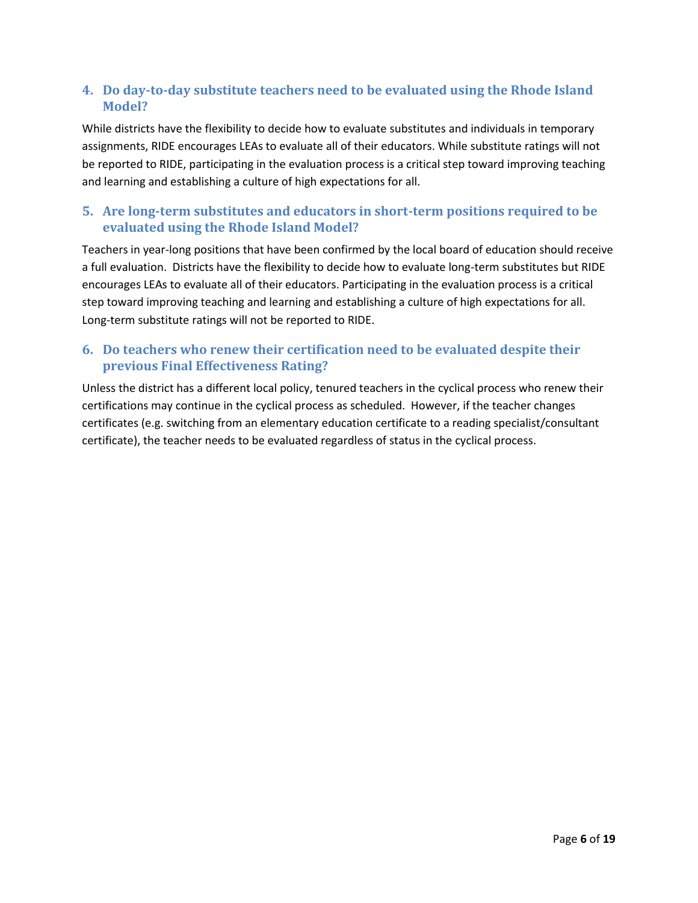### 4. Do day-to-day substitute teachers need to be evaluated using the Rhode Island Model?

While districts have the flexibility to decide how to evaluate substitutes and individuals in temporary assignments, RIDE encourages LEAs to evaluate all of their educators. While substitute ratings will not be reported to RIDE, participating in the evaluation process is a critical step toward improving teaching and learning and establishing a culture of high expectations for all.

### 5. Are long-term substitutes and educators in short-term positions required to be evaluated using the Rhode Island Model?

Teachers in year-long positions that have been confirmed by the local board of education should receive a full evaluation. Districts have the flexibility to decide how to evaluate long-term substitutes but RIDE encourages LEAs to evaluate all of their educators. Participating in the evaluation process is a critical step toward improving teaching and learning and establishing a culture of high expectations for all. Long-term substitute ratings will not be reported to RIDE.

### 6. Do teachers who renew their certification need to be evaluated despite their previous Final Effectiveness Rating?

Unless the district has a different local policy, tenured teachers in the cyclical process who renew their certifications may continue in the cyclical process as scheduled. However, if the teacher changes certificates (e.g. switching from an elementary education certificate to a reading specialist/consultant certificate), the teacher needs to be evaluated regardless of status in the cyclical process.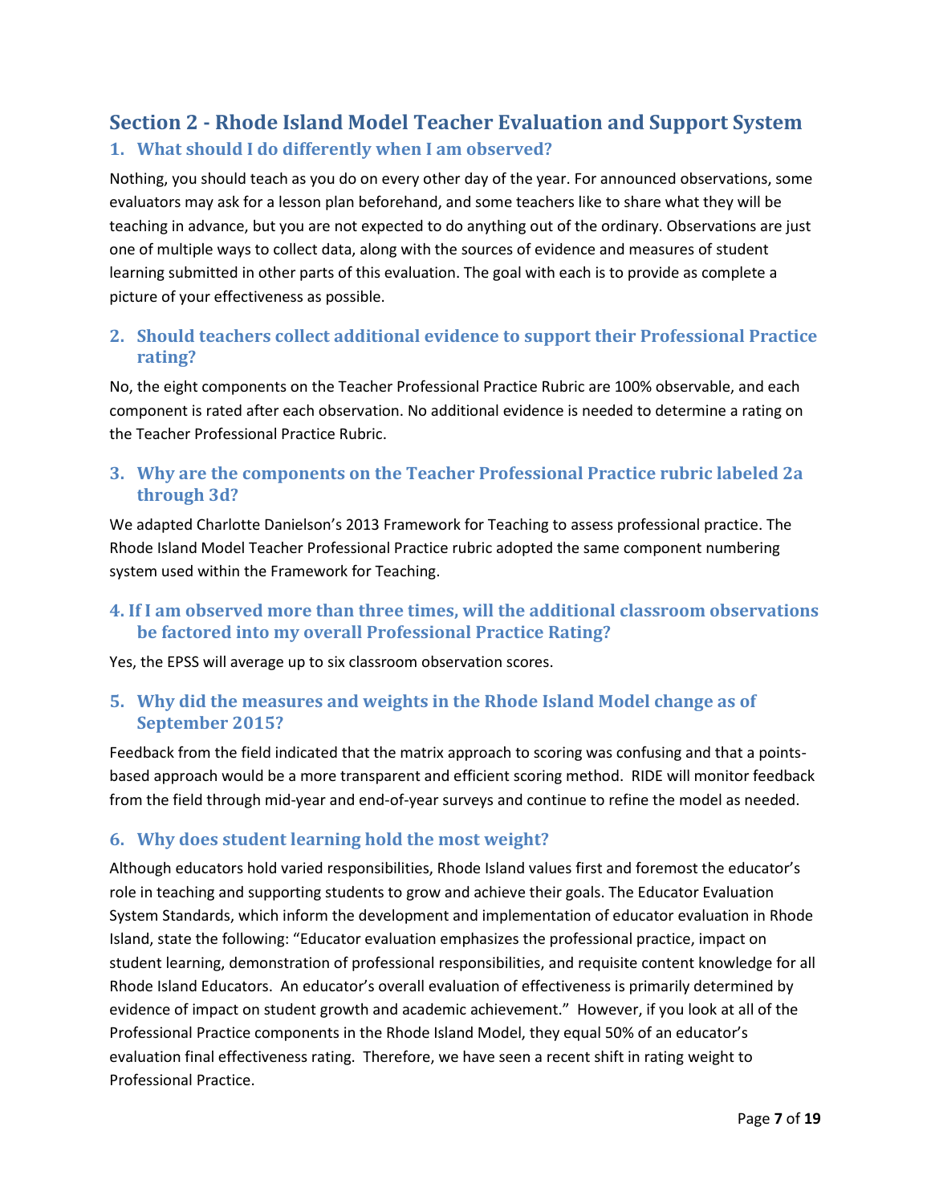## Section 2 - Rhode Island Model Teacher Evaluation and Support System

### 1. What should I do differently when I am observed?

Nothing, you should teach as you do on every other day of the year. For announced observations, some evaluators may ask for a lesson plan beforehand, and some teachers like to share what they will be teaching in advance, but you are not expected to do anything out of the ordinary. Observations are just one of multiple ways to collect data, along with the sources of evidence and measures of student learning submitted in other parts of this evaluation. The goal with each is to provide as complete a picture of your effectiveness as possible.

### 2. Should teachers collect additional evidence to support their Professional Practice rating?

No, the eight components on the Teacher Professional Practice Rubric are 100% observable, and each component is rated after each observation. No additional evidence is needed to determine a rating on the Teacher Professional Practice Rubric.

### 3. Why are the components on the Teacher Professional Practice rubric labeled 2a through 3d?

We adapted Charlotte Danielson's 2013 Framework for Teaching to assess professional practice. The Rhode Island Model Teacher Professional Practice rubric adopted the same component numbering system used within the Framework for Teaching.

### 4. If I am observed more than three times, will the additional classroom observations be factored into my overall Professional Practice Rating?

Yes, the EPSS will average up to six classroom observation scores.

### 5. Why did the measures and weights in the Rhode Island Model change as of September 2015?

Feedback from the field indicated that the matrix approach to scoring was confusing and that a points-based approach would be a more transparent and efficient scoring method. RIDE will monitor feedback from the field through mid-year and end-of-year surveys and continue to refine the model as needed.

### 6. Why does student learning hold the most weight?

Although educators hold varied responsibilities, Rhode Island values first and foremost the educator's role in teaching and supporting students to grow and achieve their goals. The Educator Evaluation System Standards, which inform the development and implementation of educator evaluation in Rhode Island, state the following: "Educator evaluation emphasizes the professional practice, impact on student learning, demonstration of professional responsibilities, and requisite content knowledge for all Rhode Island Educators. An educator's overall evaluation of effectiveness is primarily determined by evidence of impact on student growth and academic achievement." However, if you look at all of the Professional Practice components in the Rhode Island Model, they equal 50% of an educator's evaluation final effectiveness rating. Therefore, we have seen a recent shift in rating weight to Professional Practice.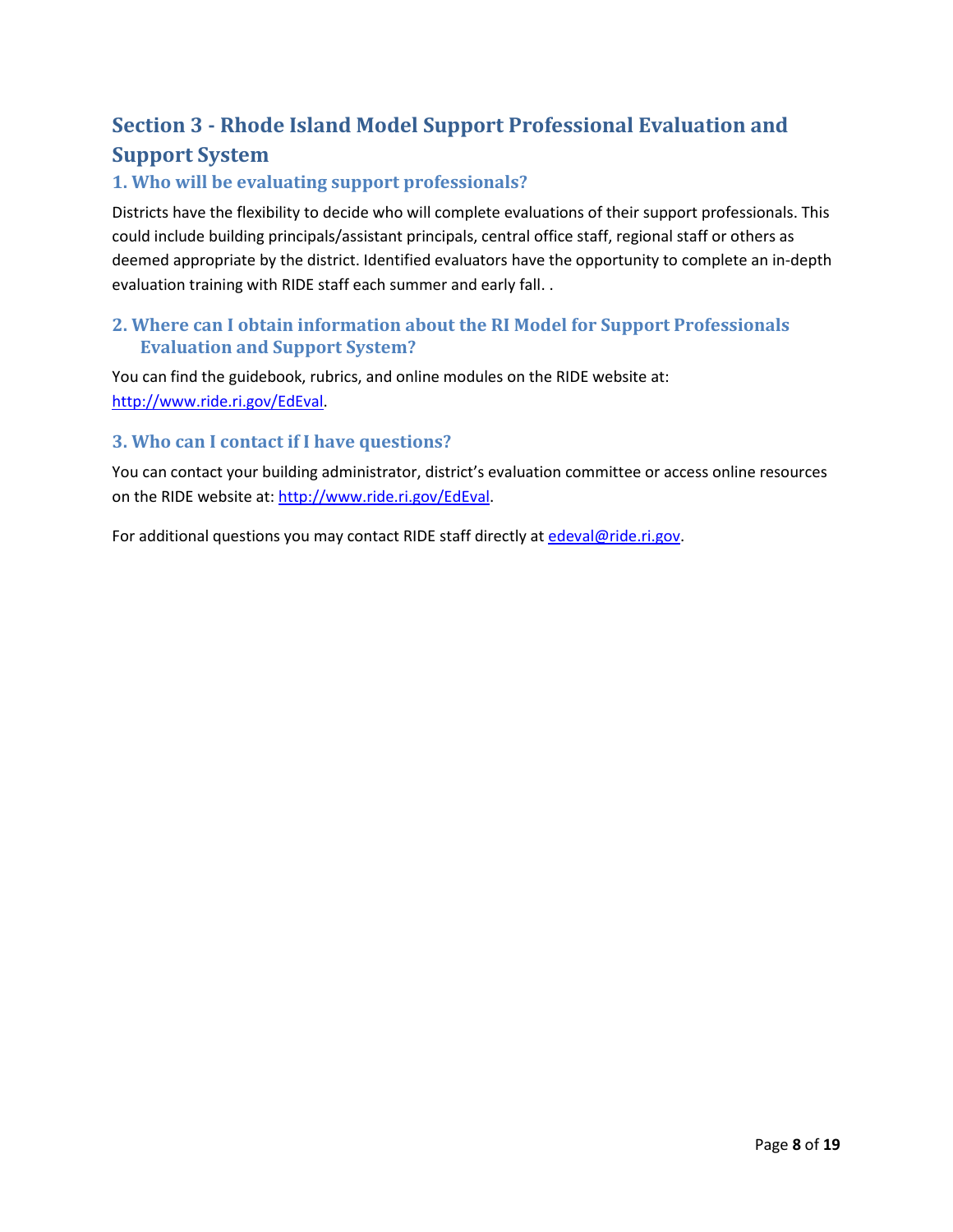# Section 3 - Rhode Island Model Support Professional Evaluation and Support System

## 1. Who will be evaluating support professionals?

Districts have the flexibility to decide who will complete evaluations of their support professionals. This could include building principals/assistant principals, central office staff, regional staff or others as deemed appropriate by the district. Identified evaluators have the opportunity to complete an in-depth evaluation training with RIDE staff each summer and early fall. .

## 2. Where can I obtain information about the RI Model for Support Professionals Evaluation and Support System?

You can find the guidebook, rubrics, and online modules on the RIDE website at: [http://www.ride.ri.gov/EdEval](http://www.ride.ri.gov/EdEval).

## 3. Who can I contact if I have questions?

You can contact your building administrator, district's evaluation committee or access online resources on the RIDE website at: [http://www.ride.ri.gov/EdEval](http://www.ride.ri.gov/EdEval).

For additional questions you may contact RIDE staff directly at [edeval@ride.ri.gov](mailto:edeval@ride.ri.gov).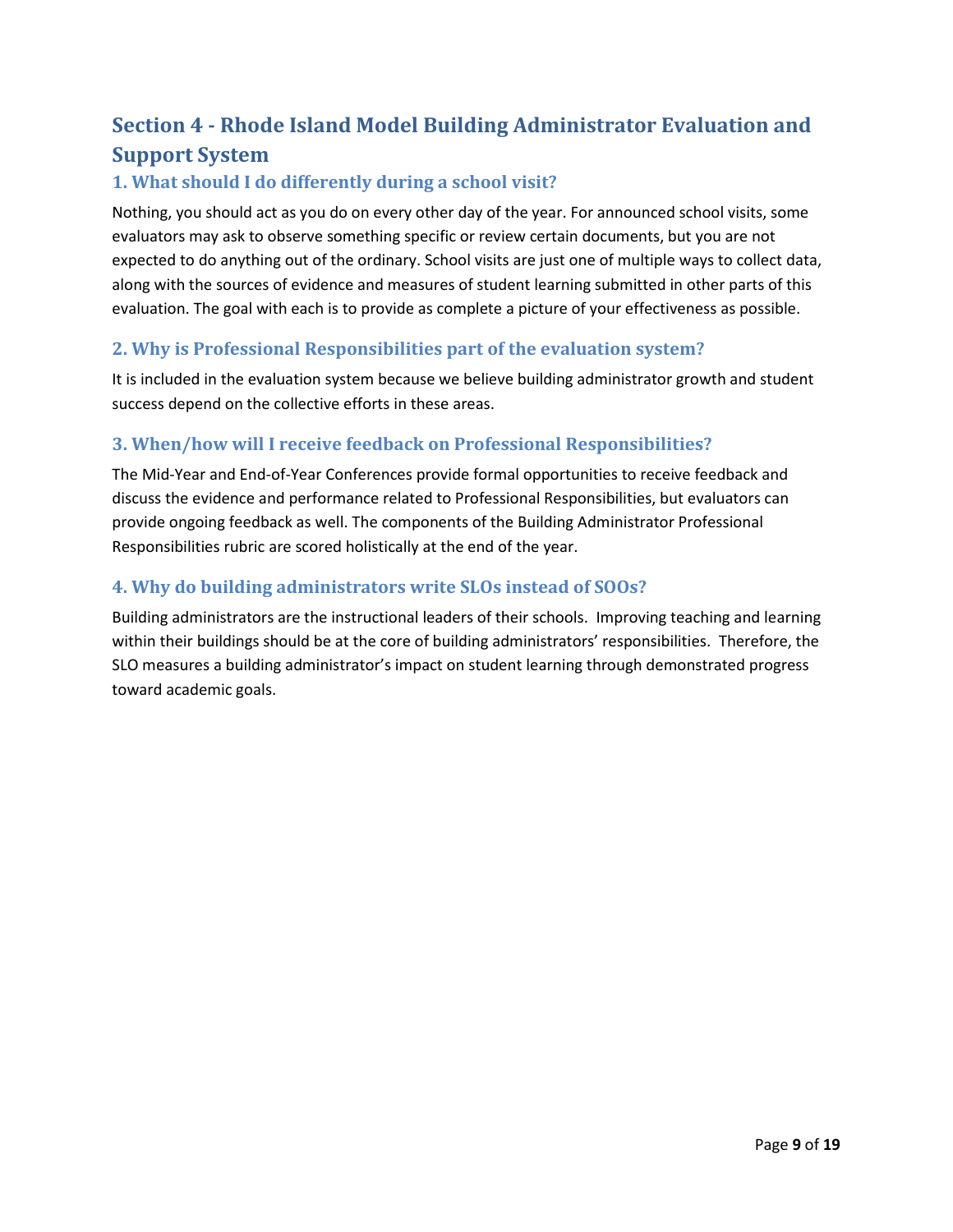## Section 4 - Rhode Island Model Building Administrator Evaluation and Support System

### 1. What should I do differently during a school visit?

Nothing, you should act as you do on every other day of the year. For announced school visits, some evaluators may ask to observe something specific or review certain documents, but you are not expected to do anything out of the ordinary. School visits are just one of multiple ways to collect data, along with the sources of evidence and measures of student learning submitted in other parts of this evaluation. The goal with each is to provide as complete a picture of your effectiveness as possible.

### 2. Why is Professional Responsibilities part of the evaluation system?

It is included in the evaluation system because we believe building administrator growth and student success depend on the collective efforts in these areas.

### 3. When/how will I receive feedback on Professional Responsibilities?

The Mid-Year and End-of-Year Conferences provide formal opportunities to receive feedback and discuss the evidence and performance related to Professional Responsibilities, but evaluators can provide ongoing feedback as well. The components of the Building Administrator Professional Responsibilities rubric are scored holistically at the end of the year.

### 4. Why do building administrators write SLOs instead of SOOs?

Building administrators are the instructional leaders of their schools. Improving teaching and learning within their buildings should be at the core of building administrators' responsibilities. Therefore, the SLO measures a building administrator's impact on student learning through demonstrated progress toward academic goals.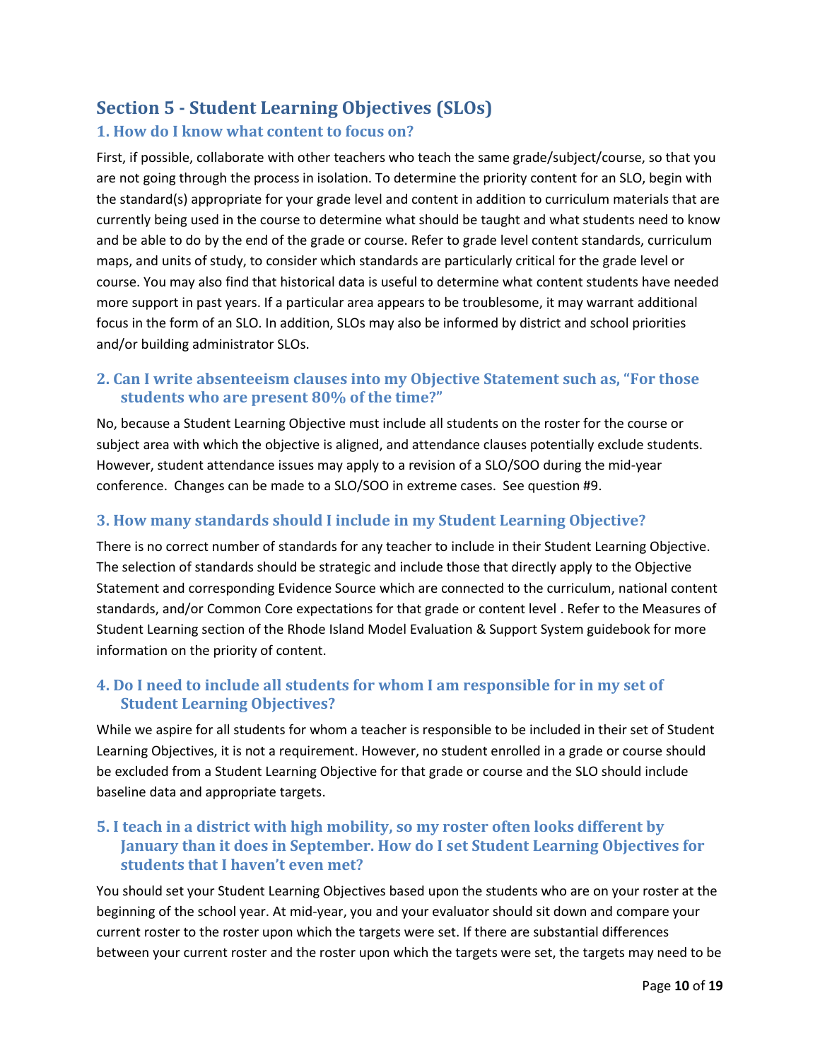## Section 5 - Student Learning Objectives (SLOs)

### 1. How do I know what content to focus on?

First, if possible, collaborate with other teachers who teach the same grade/subject/course, so that you are not going through the process in isolation. To determine the priority content for an SLO, begin with the standard(s) appropriate for your grade level and content in addition to curriculum materials that are currently being used in the course to determine what should be taught and what students need to know and be able to do by the end of the grade or course. Refer to grade level content standards, curriculum maps, and units of study, to consider which standards are particularly critical for the grade level or course. You may also find that historical data is useful to determine what content students have needed more support in past years. If a particular area appears to be troublesome, it may warrant additional focus in the form of an SLO. In addition, SLOs may also be informed by district and school priorities and/or building administrator SLOs.

### 2. Can I write absenteeism clauses into my Objective Statement such as, "For those students who are present 80% of the time?"

No, because a Student Learning Objective must include all students on the roster for the course or subject area with which the objective is aligned, and attendance clauses potentially exclude students. However, student attendance issues may apply to a revision of a SLO/SOO during the mid-year conference. Changes can be made to a SLO/SOO in extreme cases. See question #9.

### 3. How many standards should I include in my Student Learning Objective?

There is no correct number of standards for any teacher to include in their Student Learning Objective. The selection of standards should be strategic and include those that directly apply to the Objective Statement and corresponding Evidence Source which are connected to the curriculum, national content standards, and/or Common Core expectations for that grade or content level . Refer to the Measures of Student Learning section of the Rhode Island Model Evaluation & Support System guidebook for more information on the priority of content.

### 4. Do I need to include all students for whom I am responsible for in my set of Student Learning Objectives?

While we aspire for all students for whom a teacher is responsible to be included in their set of Student Learning Objectives, it is not a requirement. However, no student enrolled in a grade or course should be excluded from a Student Learning Objective for that grade or course and the SLO should include baseline data and appropriate targets.

### 5. I teach in a district with high mobility, so my roster often looks different by January than it does in September. How do I set Student Learning Objectives for students that I haven't even met?

You should set your Student Learning Objectives based upon the students who are on your roster at the beginning of the school year. At mid-year, you and your evaluator should sit down and compare your current roster to the roster upon which the targets were set. If there are substantial differences between your current roster and the roster upon which the targets were set, the targets may need to be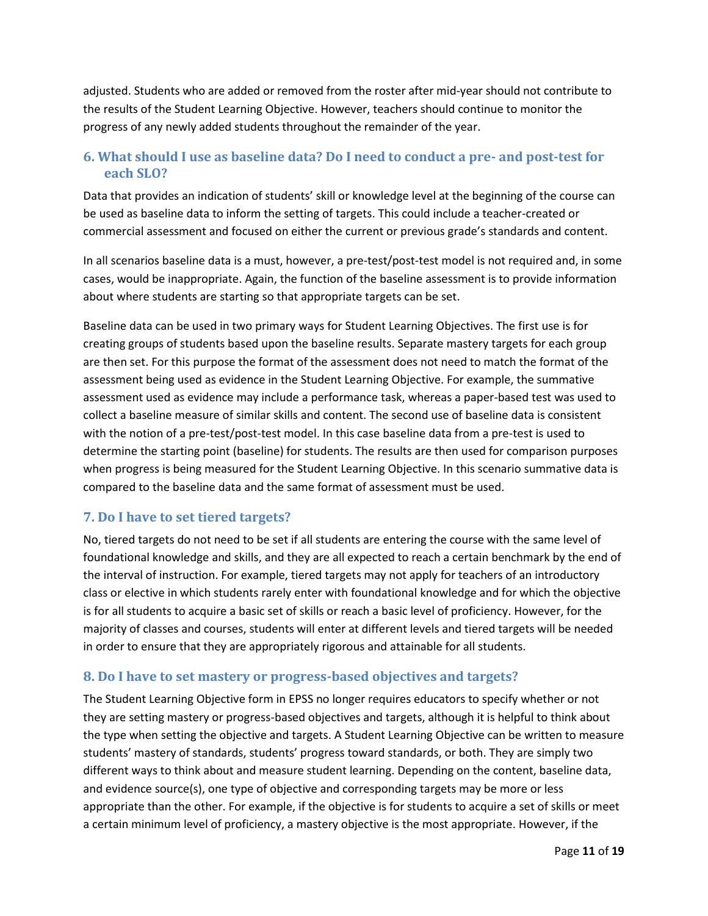adjusted. Students who are added or removed from the roster after mid-year should not contribute to the results of the Student Learning Objective. However, teachers should continue to monitor the progress of any newly added students throughout the remainder of the year.

### 6. What should I use as baseline data? Do I need to conduct a pre- and post-test for each SLO?

Data that provides an indication of students' skill or knowledge level at the beginning of the course can be used as baseline data to inform the setting of targets. This could include a teacher-created or commercial assessment and focused on either the current or previous grade's standards and content.

In all scenarios baseline data is a must, however, a pre-test/post-test model is not required and, in some cases, would be inappropriate. Again, the function of the baseline assessment is to provide information about where students are starting so that appropriate targets can be set.

Baseline data can be used in two primary ways for Student Learning Objectives. The first use is for creating groups of students based upon the baseline results. Separate mastery targets for each group are then set. For this purpose the format of the assessment does not need to match the format of the assessment being used as evidence in the Student Learning Objective. For example, the summative assessment used as evidence may include a performance task, whereas a paper-based test was used to collect a baseline measure of similar skills and content. The second use of baseline data is consistent with the notion of a pre-test/post-test model. In this case baseline data from a pre-test is used to determine the starting point (baseline) for students. The results are then used for comparison purposes when progress is being measured for the Student Learning Objective. In this scenario summative data is compared to the baseline data and the same format of assessment must be used.

### 7. Do I have to set tiered targets?

No, tiered targets do not need to be set if all students are entering the course with the same level of foundational knowledge and skills, and they are all expected to reach a certain benchmark by the end of the interval of instruction. For example, tiered targets may not apply for teachers of an introductory class or elective in which students rarely enter with foundational knowledge and for which the objective is for all students to acquire a basic set of skills or reach a basic level of proficiency. However, for the majority of classes and courses, students will enter at different levels and tiered targets will be needed in order to ensure that they are appropriately rigorous and attainable for all students.

### 8. Do I have to set mastery or progress-based objectives and targets?

The Student Learning Objective form in EPSS no longer requires educators to specify whether or not they are setting mastery or progress-based objectives and targets, although it is helpful to think about the type when setting the objective and targets. A Student Learning Objective can be written to measure students' mastery of standards, students' progress toward standards, or both. They are simply two different ways to think about and measure student learning. Depending on the content, baseline data, and evidence source(s), one type of objective and corresponding targets may be more or less appropriate than the other. For example, if the objective is for students to acquire a set of skills or meet a certain minimum level of proficiency, a mastery objective is the most appropriate. However, if the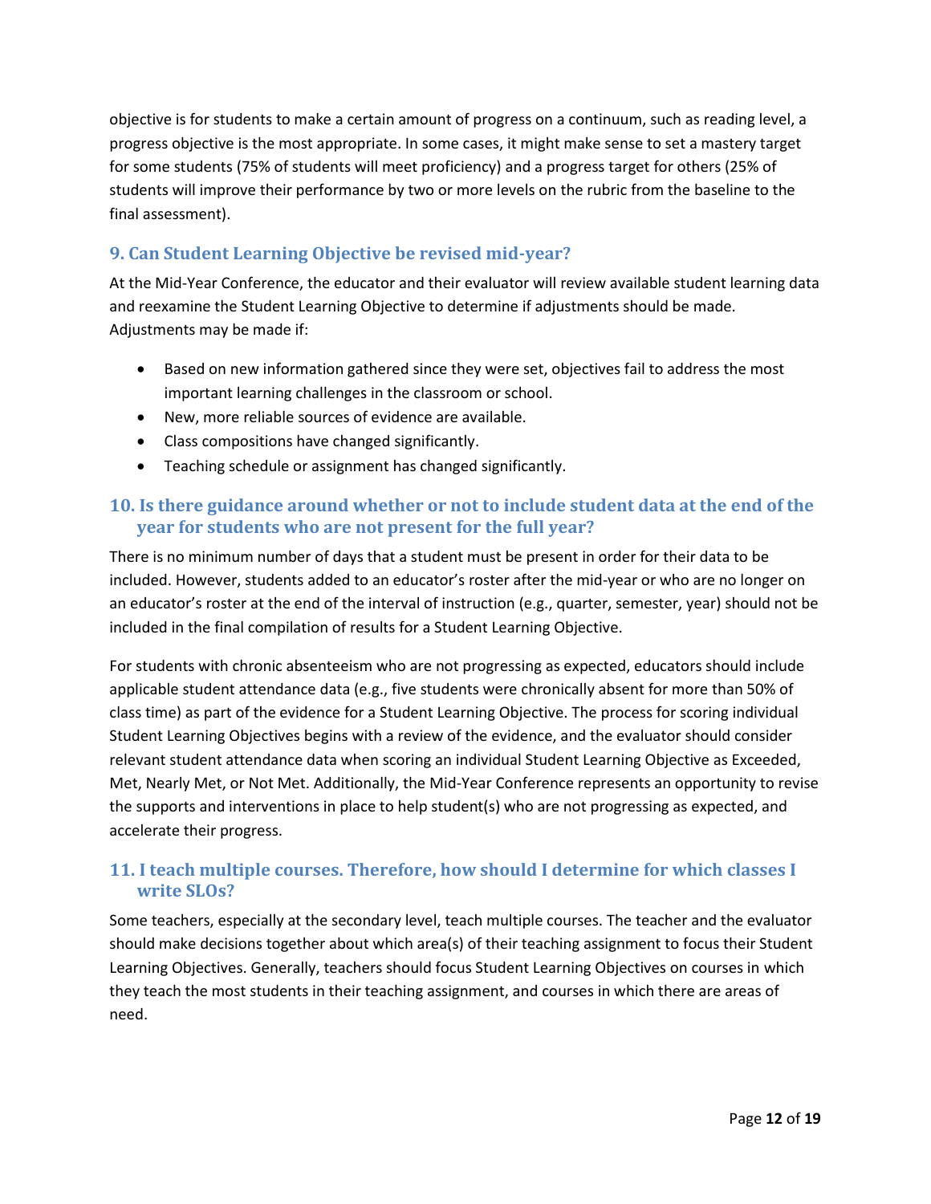objective is for students to make a certain amount of progress on a continuum, such as reading level, a progress objective is the most appropriate. In some cases, it might make sense to set a mastery target for some students (75% of students will meet proficiency) and a progress target for others (25% of students will improve their performance by two or more levels on the rubric from the baseline to the final assessment).

### 9. Can Student Learning Objective be revised mid-year?

At the Mid-Year Conference, the educator and their evaluator will review available student learning data and reexamine the Student Learning Objective to determine if adjustments should be made. Adjustments may be made if:

- Based on new information gathered since they were set, objectives fail to address the most important learning challenges in the classroom or school.
- New, more reliable sources of evidence are available.
- Class compositions have changed significantly.
- Teaching schedule or assignment has changed significantly.

### 10. Is there guidance around whether or not to include student data at the end of the year for students who are not present for the full year?

There is no minimum number of days that a student must be present in order for their data to be included. However, students added to an educator's roster after the mid-year or who are no longer on an educator's roster at the end of the interval of instruction (e.g., quarter, semester, year) should not be included in the final compilation of results for a Student Learning Objective.

For students with chronic absenteeism who are not progressing as expected, educators should include applicable student attendance data (e.g., five students were chronically absent for more than 50% of class time) as part of the evidence for a Student Learning Objective. The process for scoring individual Student Learning Objectives begins with a review of the evidence, and the evaluator should consider relevant student attendance data when scoring an individual Student Learning Objective as Exceeded, Met, Nearly Met, or Not Met. Additionally, the Mid-Year Conference represents an opportunity to revise the supports and interventions in place to help student(s) who are not progressing as expected, and accelerate their progress.

### 11. I teach multiple courses. Therefore, how should I determine for which classes I write SLOs?

Some teachers, especially at the secondary level, teach multiple courses. The teacher and the evaluator should make decisions together about which area(s) of their teaching assignment to focus their Student Learning Objectives. Generally, teachers should focus Student Learning Objectives on courses in which they teach the most students in their teaching assignment, and courses in which there are areas of need.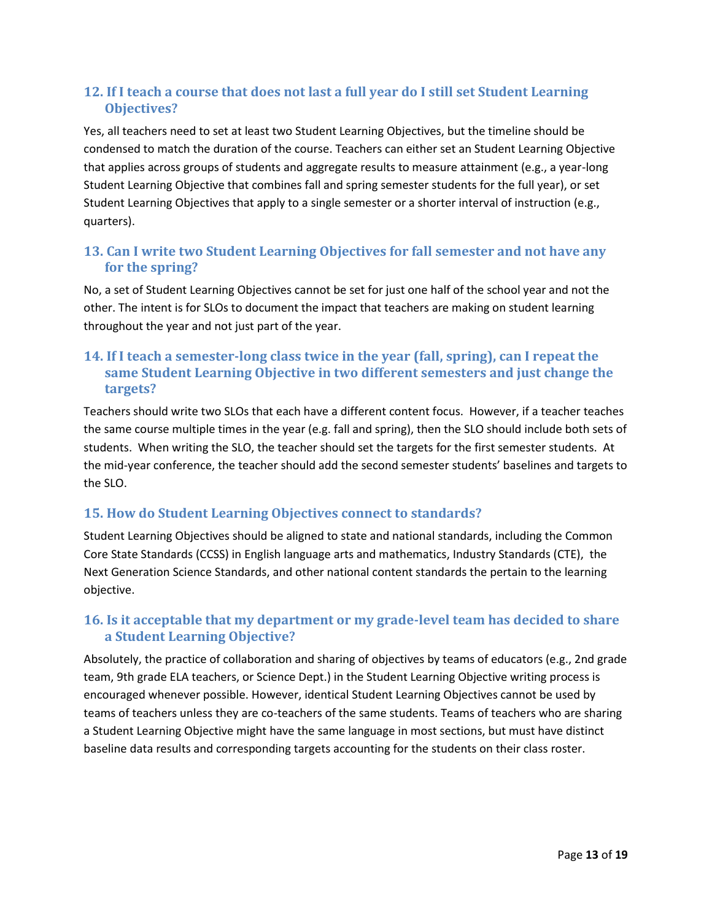### 12. If I teach a course that does not last a full year do I still set Student Learning Objectives?

Yes, all teachers need to set at least two Student Learning Objectives, but the timeline should be condensed to match the duration of the course. Teachers can either set an Student Learning Objective that applies across groups of students and aggregate results to measure attainment (e.g., a year-long Student Learning Objective that combines fall and spring semester students for the full year), or set Student Learning Objectives that apply to a single semester or a shorter interval of instruction (e.g., quarters).

### 13. Can I write two Student Learning Objectives for fall semester and not have any for the spring?

No, a set of Student Learning Objectives cannot be set for just one half of the school year and not the other. The intent is for SLOs to document the impact that teachers are making on student learning throughout the year and not just part of the year.

### 14. If I teach a semester-long class twice in the year (fall, spring), can I repeat the same Student Learning Objective in two different semesters and just change the targets?

Teachers should write two SLOs that each have a different content focus. However, if a teacher teaches the same course multiple times in the year (e.g. fall and spring), then the SLO should include both sets of students. When writing the SLO, the teacher should set the targets for the first semester students. At the mid-year conference, the teacher should add the second semester students' baselines and targets to the SLO.

### 15. How do Student Learning Objectives connect to standards?

Student Learning Objectives should be aligned to state and national standards, including the Common Core State Standards (CCSS) in English language arts and mathematics, Industry Standards (CTE), the Next Generation Science Standards, and other national content standards the pertain to the learning objective.

### 16. Is it acceptable that my department or my grade-level team has decided to share a Student Learning Objective?

Absolutely, the practice of collaboration and sharing of objectives by teams of educators (e.g., 2nd grade team, 9th grade ELA teachers, or Science Dept.) in the Student Learning Objective writing process is encouraged whenever possible. However, identical Student Learning Objectives cannot be used by teams of teachers unless they are co-teachers of the same students. Teams of teachers who are sharing a Student Learning Objective might have the same language in most sections, but must have distinct baseline data results and corresponding targets accounting for the students on their class roster.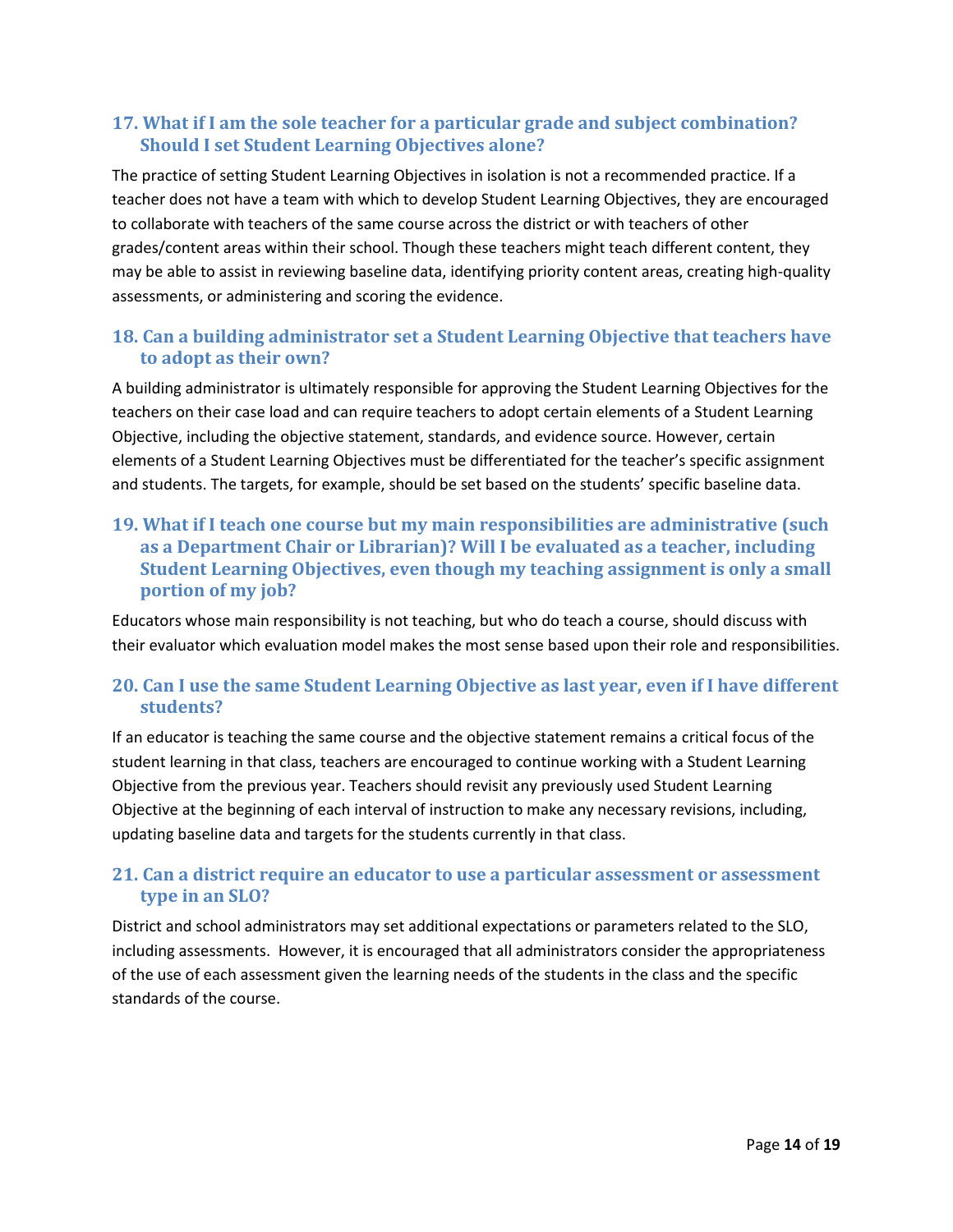### 17. What if I am the sole teacher for a particular grade and subject combination? Should I set Student Learning Objectives alone?

The practice of setting Student Learning Objectives in isolation is not a recommended practice. If a teacher does not have a team with which to develop Student Learning Objectives, they are encouraged to collaborate with teachers of the same course across the district or with teachers of other grades/content areas within their school. Though these teachers might teach different content, they may be able to assist in reviewing baseline data, identifying priority content areas, creating high-quality assessments, or administering and scoring the evidence.

### 18. Can a building administrator set a Student Learning Objective that teachers have to adopt as their own?

A building administrator is ultimately responsible for approving the Student Learning Objectives for the teachers on their case load and can require teachers to adopt certain elements of a Student Learning Objective, including the objective statement, standards, and evidence source. However, certain elements of a Student Learning Objectives must be differentiated for the teacher's specific assignment and students. The targets, for example, should be set based on the students' specific baseline data.

### 19. What if I teach one course but my main responsibilities are administrative (such as a Department Chair or Librarian)? Will I be evaluated as a teacher, including Student Learning Objectives, even though my teaching assignment is only a small portion of my job?

Educators whose main responsibility is not teaching, but who do teach a course, should discuss with their evaluator which evaluation model makes the most sense based upon their role and responsibilities.

### 20. Can I use the same Student Learning Objective as last year, even if I have different students?

If an educator is teaching the same course and the objective statement remains a critical focus of the student learning in that class, teachers are encouraged to continue working with a Student Learning Objective from the previous year. Teachers should revisit any previously used Student Learning Objective at the beginning of each interval of instruction to make any necessary revisions, including, updating baseline data and targets for the students currently in that class.

### 21. Can a district require an educator to use a particular assessment or assessment type in an SLO?

District and school administrators may set additional expectations or parameters related to the SLO, including assessments. However, it is encouraged that all administrators consider the appropriateness of the use of each assessment given the learning needs of the students in the class and the specific standards of the course.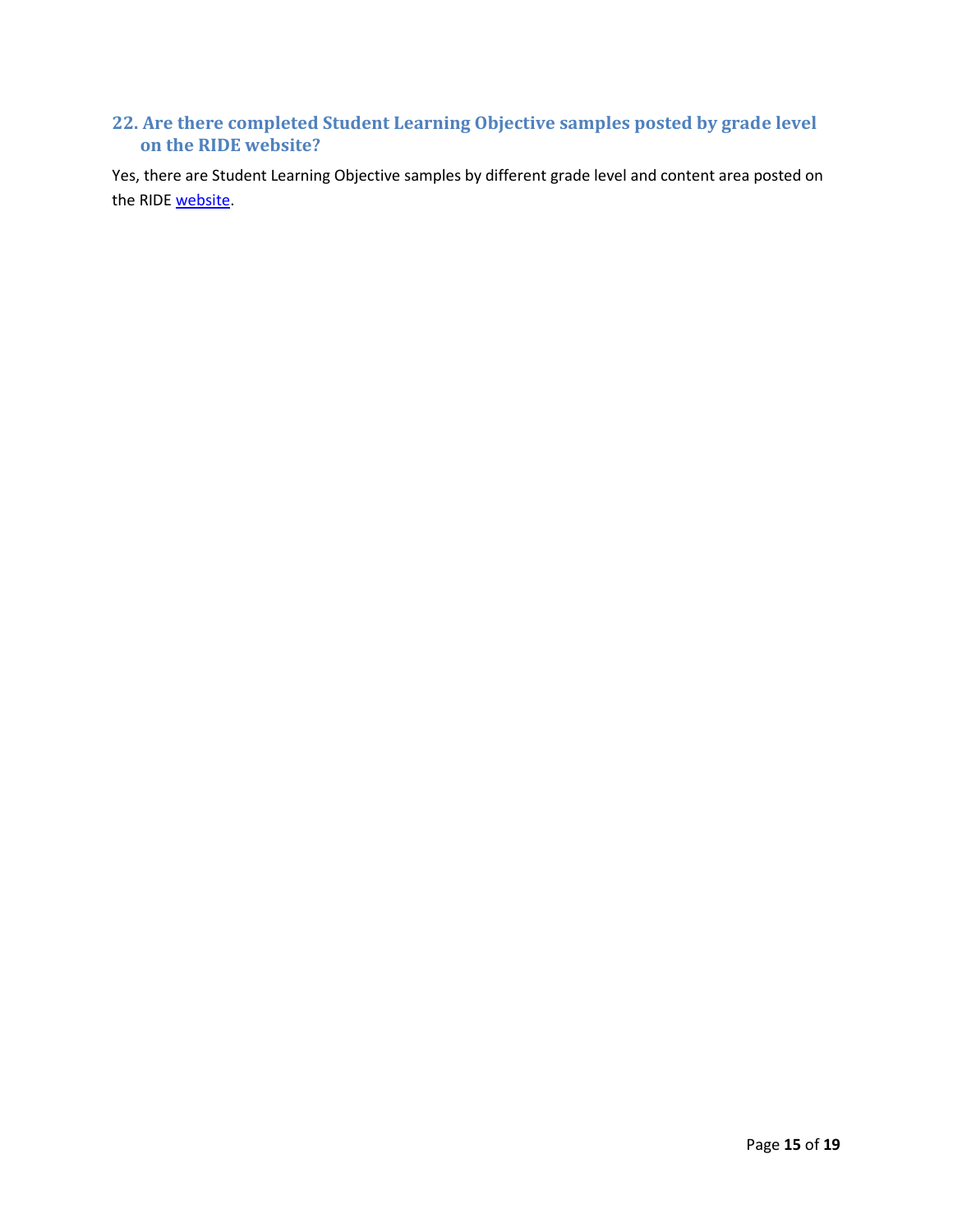## 22. Are there completed Student Learning Objective samples posted by grade level on the RIDE website?

Yes, there are Student Learning Objective samples by different grade level and content area posted on the RIDE website.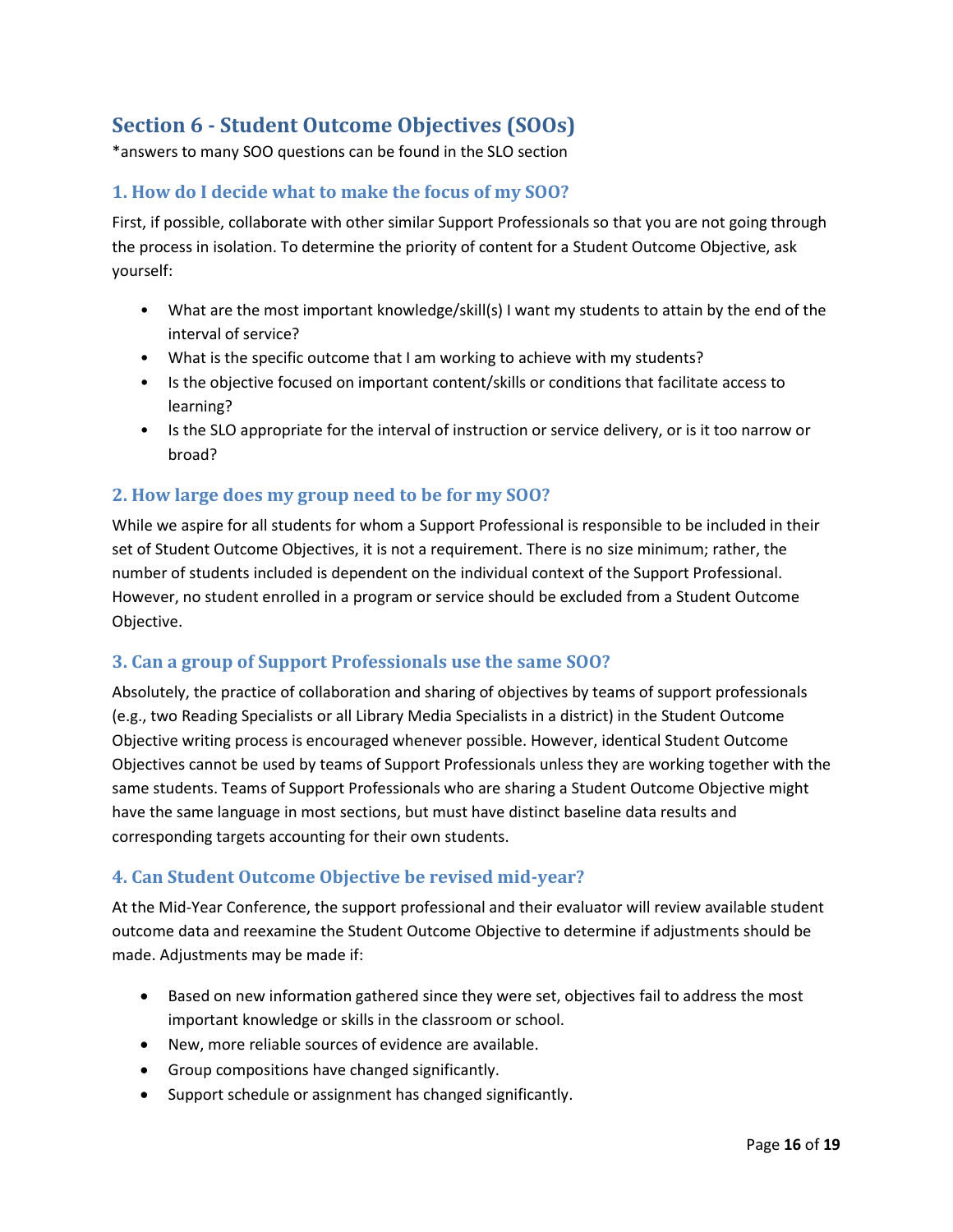## Section 6 - Student Outcome Objectives (SOOs)

*answers to many SOO questions can be found in the SLO section

### 1. How do I decide what to make the focus of my SOO?

First, if possible, collaborate with other similar Support Professionals so that you are not going through the process in isolation. To determine the priority of content for a Student Outcome Objective, ask yourself:

- What are the most important knowledge/skill(s) I want my students to attain by the end of the interval of service?
- What is the specific outcome that I am working to achieve with my students?
- Is the objective focused on important content/skills or conditions that facilitate access to learning?
- Is the SLO appropriate for the interval of instruction or service delivery, or is it too narrow or broad?

### 2. How large does my group need to be for my SOO?

While we aspire for all students for whom a Support Professional is responsible to be included in their set of Student Outcome Objectives, it is not a requirement. There is no size minimum; rather, the number of students included is dependent on the individual context of the Support Professional. However, no student enrolled in a program or service should be excluded from a Student Outcome Objective.

### 3. Can a group of Support Professionals use the same SOO?

Absolutely, the practice of collaboration and sharing of objectives by teams of support professionals (e.g., two Reading Specialists or all Library Media Specialists in a district) in the Student Outcome Objective writing process is encouraged whenever possible. However, identical Student Outcome Objectives cannot be used by teams of Support Professionals unless they are working together with the same students. Teams of Support Professionals who are sharing a Student Outcome Objective might have the same language in most sections, but must have distinct baseline data results and corresponding targets accounting for their own students.

### 4. Can Student Outcome Objective be revised mid-year?

At the Mid-Year Conference, the support professional and their evaluator will review available student outcome data and reexamine the Student Outcome Objective to determine if adjustments should be made. Adjustments may be made if:

- Based on new information gathered since they were set, objectives fail to address the most important knowledge or skills in the classroom or school.
- New, more reliable sources of evidence are available.
- Group compositions have changed significantly.
- Support schedule or assignment has changed significantly.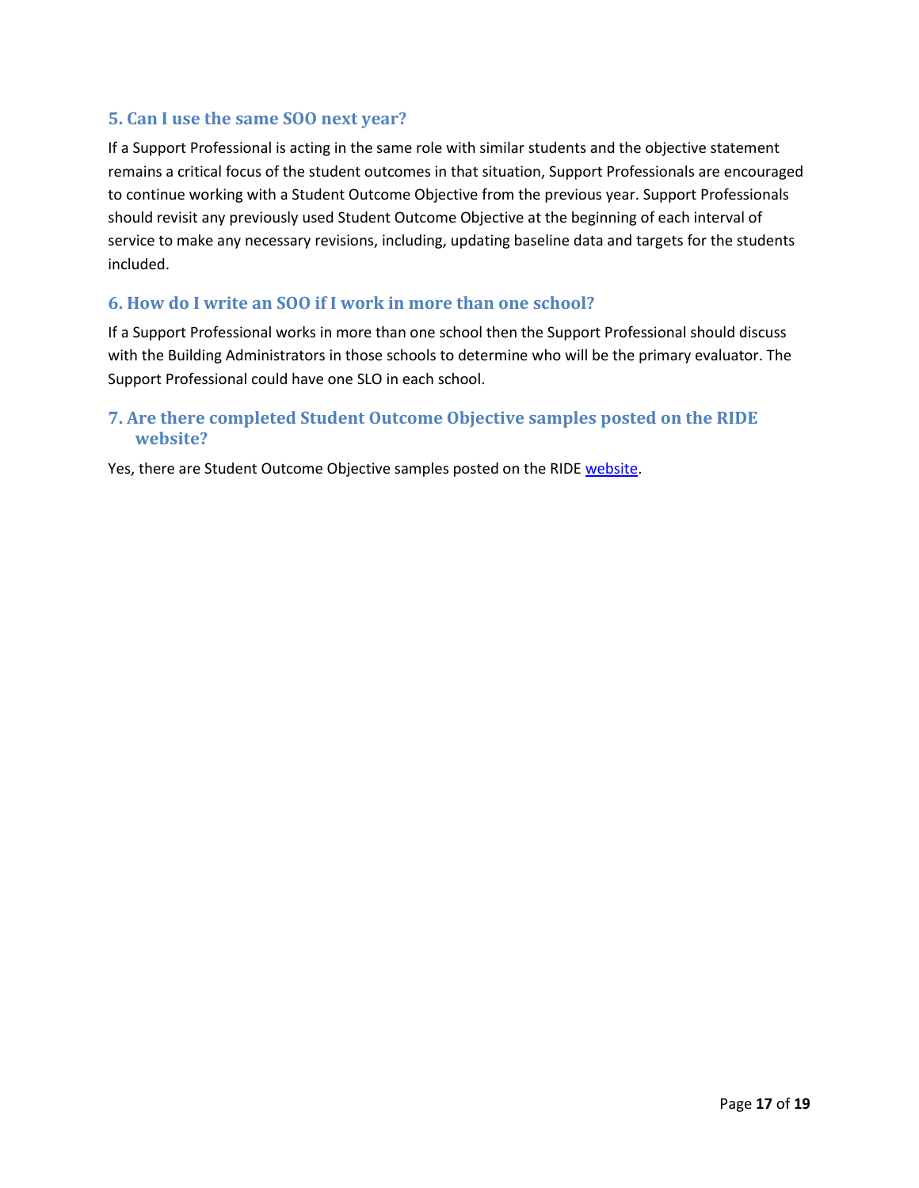### 5. Can I use the same SOO next year?

If a Support Professional is acting in the same role with similar students and the objective statement remains a critical focus of the student outcomes in that situation, Support Professionals are encouraged to continue working with a Student Outcome Objective from the previous year. Support Professionals should revisit any previously used Student Outcome Objective at the beginning of each interval of service to make any necessary revisions, including, updating baseline data and targets for the students included.

### 6. How do I write an SOO if I work in more than one school?

If a Support Professional works in more than one school then the Support Professional should discuss with the Building Administrators in those schools to determine who will be the primary evaluator. The Support Professional could have one SLO in each school.

### 7. Are there completed Student Outcome Objective samples posted on the RIDE website?

Yes, there are Student Outcome Objective samples posted on the RIDE website.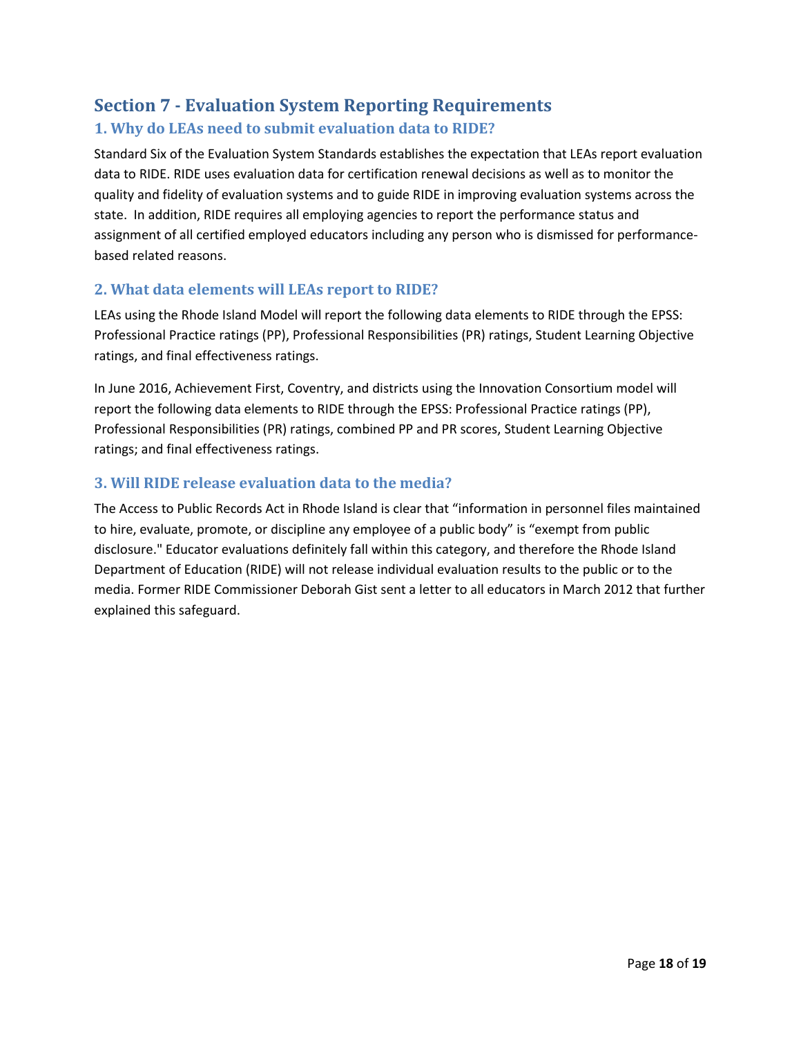## Section 7 - Evaluation System Reporting Requirements

### 1. Why do LEAs need to submit evaluation data to RIDE?

Standard Six of the Evaluation System Standards establishes the expectation that LEAs report evaluation data to RIDE. RIDE uses evaluation data for certification renewal decisions as well as to monitor the quality and fidelity of evaluation systems and to guide RIDE in improving evaluation systems across the state. In addition, RIDE requires all employing agencies to report the performance status and assignment of all certified employed educators including any person who is dismissed for performance-based related reasons.

### 2. What data elements will LEAs report to RIDE?

LEAs using the Rhode Island Model will report the following data elements to RIDE through the EPSS: Professional Practice ratings (PP), Professional Responsibilities (PR) ratings, Student Learning Objective ratings, and final effectiveness ratings.

In June 2016, Achievement First, Coventry, and districts using the Innovation Consortium model will report the following data elements to RIDE through the EPSS: Professional Practice ratings (PP), Professional Responsibilities (PR) ratings, combined PP and PR scores, Student Learning Objective ratings; and final effectiveness ratings.

### 3. Will RIDE release evaluation data to the media?

The Access to Public Records Act in Rhode Island is clear that "information in personnel files maintained to hire, evaluate, promote, or discipline any employee of a public body" is "exempt from public disclosure." Educator evaluations definitely fall within this category, and therefore the Rhode Island Department of Education (RIDE) will not release individual evaluation results to the public or to the media. Former RIDE Commissioner Deborah Gist sent a letter to all educators in March 2012 that further explained this safeguard.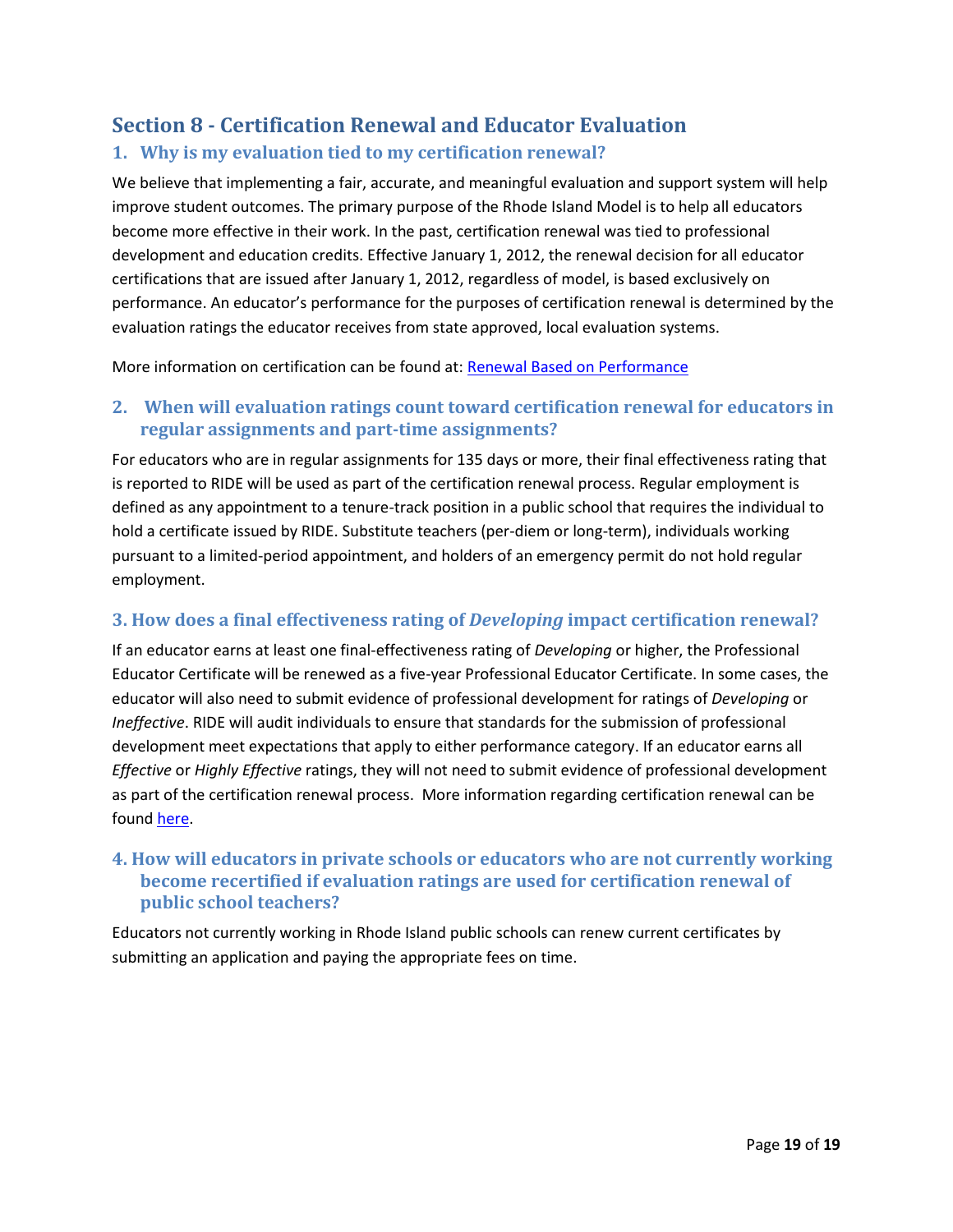## Section 8 - Certification Renewal and Educator Evaluation

### 1. Why is my evaluation tied to my certification renewal?

We believe that implementing a fair, accurate, and meaningful evaluation and support system will help improve student outcomes. The primary purpose of the Rhode Island Model is to help all educators become more effective in their work. In the past, certification renewal was tied to professional development and education credits. Effective January 1, 2012, the renewal decision for all educator certifications that are issued after January 1, 2012, regardless of model, is based exclusively on performance. An educator's performance for the purposes of certification renewal is determined by the evaluation ratings the educator receives from state approved, local evaluation systems.

More information on certification can be found at: [Renewal Based on Performance]()

### 2. When will evaluation ratings count toward certification renewal for educators in regular assignments and part-time assignments?

For educators who are in regular assignments for 135 days or more, their final effectiveness rating that is reported to RIDE will be used as part of the certification renewal process. Regular employment is defined as any appointment to a tenure-track position in a public school that requires the individual to hold a certificate issued by RIDE. Substitute teachers (per-diem or long-term), individuals working pursuant to a limited-period appointment, and holders of an emergency permit do not hold regular employment.

### 3. How does a final effectiveness rating of *Developing* impact certification renewal?

If an educator earns at least one final-effectiveness rating of *Developing* or higher, the Professional Educator Certificate will be renewed as a five-year Professional Educator Certificate. In some cases, the educator will also need to submit evidence of professional development for ratings of *Developing* or *Ineffective*. RIDE will audit individuals to ensure that standards for the submission of professional development meet expectations that apply to either performance category. If an educator earns all *Effective* or *Highly Effective* ratings, they will not need to submit evidence of professional development as part of the certification renewal process. More information regarding certification renewal can be found [here]().

### 4. How will educators in private schools or educators who are not currently working become recertified if evaluation ratings are used for certification renewal of public school teachers?

Educators not currently working in Rhode Island public schools can renew current certificates by submitting an application and paying the appropriate fees on time.